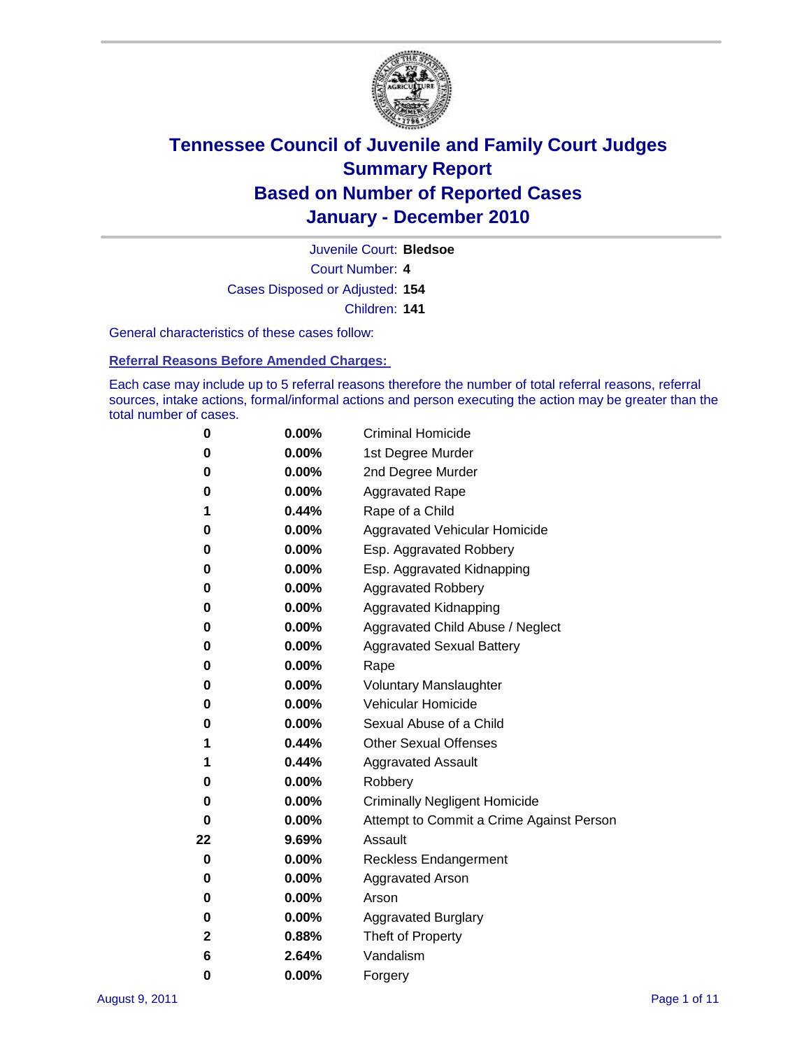# Tennessee Council of Juvenile and Family Court Judges
## Summary Report
## Based on Number of Reported Cases
## January - December 2010

Juvenile Court: **Bledsoe**

Court Number: **4**

Cases Disposed or Adjusted: **154**

Children: **141**

General characteristics of these cases follow:

### Referral Reasons Before Amended Charges:

Each case may include up to 5 referral reasons therefore the number of total referral reasons, referral sources, intake actions, formal/informal actions and person executing the action may be greater than the total number of cases.

| | | |
|---|---|---|
| 0 | 0.00% | Criminal Homicide |
| 0 | 0.00% | 1st Degree Murder |
| 0 | 0.00% | 2nd Degree Murder |
| 0 | 0.00% | Aggravated Rape |
| 1 | 0.44% | Rape of a Child |
| 0 | 0.00% | Aggravated Vehicular Homicide |
| 0 | 0.00% | Esp. Aggravated Robbery |
| 0 | 0.00% | Esp. Aggravated Kidnapping |
| 0 | 0.00% | Aggravated Robbery |
| 0 | 0.00% | Aggravated Kidnapping |
| 0 | 0.00% | Aggravated Child Abuse / Neglect |
| 0 | 0.00% | Aggravated Sexual Battery |
| 0 | 0.00% | Rape |
| 0 | 0.00% | Voluntary Manslaughter |
| 0 | 0.00% | Vehicular Homicide |
| 0 | 0.00% | Sexual Abuse of a Child |
| 1 | 0.44% | Other Sexual Offenses |
| 1 | 0.44% | Aggravated Assault |
| 0 | 0.00% | Robbery |
| 0 | 0.00% | Criminally Negligent Homicide |
| 0 | 0.00% | Attempt to Commit a Crime Against Person |
| 22 | 9.69% | Assault |
| 0 | 0.00% | Reckless Endangerment |
| 0 | 0.00% | Aggravated Arson |
| 0 | 0.00% | Arson |
| 0 | 0.00% | Aggravated Burglary |
| 2 | 0.88% | Theft of Property |
| 6 | 2.64% | Vandalism |
| 0 | 0.00% | Forgery |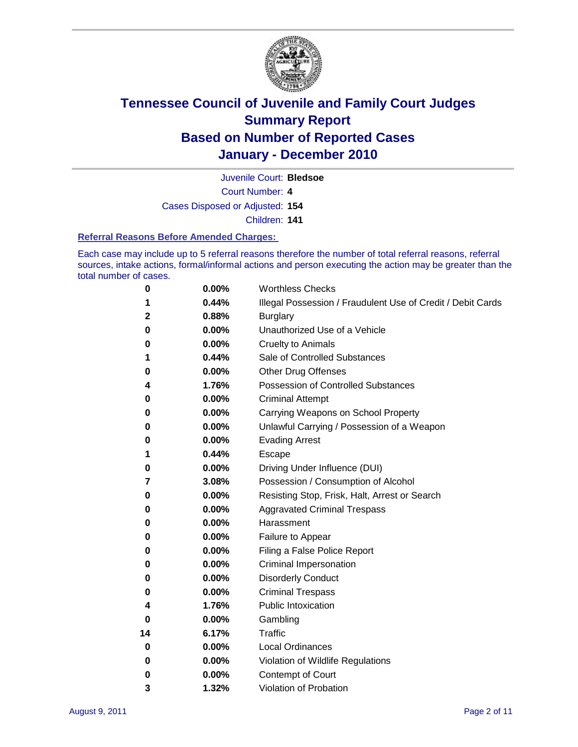# Tennessee Council of Juvenile and Family Court Judges
# Summary Report
# Based on Number of Reported Cases
# January - December 2010

Juvenile Court: **Bledsoe**

Court Number: **4**

Cases Disposed or Adjusted: **154**

Children: **141**

### Referral Reasons Before Amended Charges:

Each case may include up to 5 referral reasons therefore the number of total referral reasons, referral sources, intake actions, formal/informal actions and person executing the action may be greater than the total number of cases.

| | | |
|---|---|---|
| 0 | 0.00% | Worthless Checks |
| 1 | 0.44% | Illegal Possession / Fraudulent Use of Credit / Debit Cards |
| 2 | 0.88% | Burglary |
| 0 | 0.00% | Unauthorized Use of a Vehicle |
| 0 | 0.00% | Cruelty to Animals |
| 1 | 0.44% | Sale of Controlled Substances |
| 0 | 0.00% | Other Drug Offenses |
| 4 | 1.76% | Possession of Controlled Substances |
| 0 | 0.00% | Criminal Attempt |
| 0 | 0.00% | Carrying Weapons on School Property |
| 0 | 0.00% | Unlawful Carrying / Possession of a Weapon |
| 0 | 0.00% | Evading Arrest |
| 1 | 0.44% | Escape |
| 0 | 0.00% | Driving Under Influence (DUI) |
| 7 | 3.08% | Possession / Consumption of Alcohol |
| 0 | 0.00% | Resisting Stop, Frisk, Halt, Arrest or Search |
| 0 | 0.00% | Aggravated Criminal Trespass |
| 0 | 0.00% | Harassment |
| 0 | 0.00% | Failure to Appear |
| 0 | 0.00% | Filing a False Police Report |
| 0 | 0.00% | Criminal Impersonation |
| 0 | 0.00% | Disorderly Conduct |
| 0 | 0.00% | Criminal Trespass |
| 4 | 1.76% | Public Intoxication |
| 0 | 0.00% | Gambling |
| 14 | 6.17% | Traffic |
| 0 | 0.00% | Local Ordinances |
| 0 | 0.00% | Violation of Wildlife Regulations |
| 0 | 0.00% | Contempt of Court |
| 3 | 1.32% | Violation of Probation |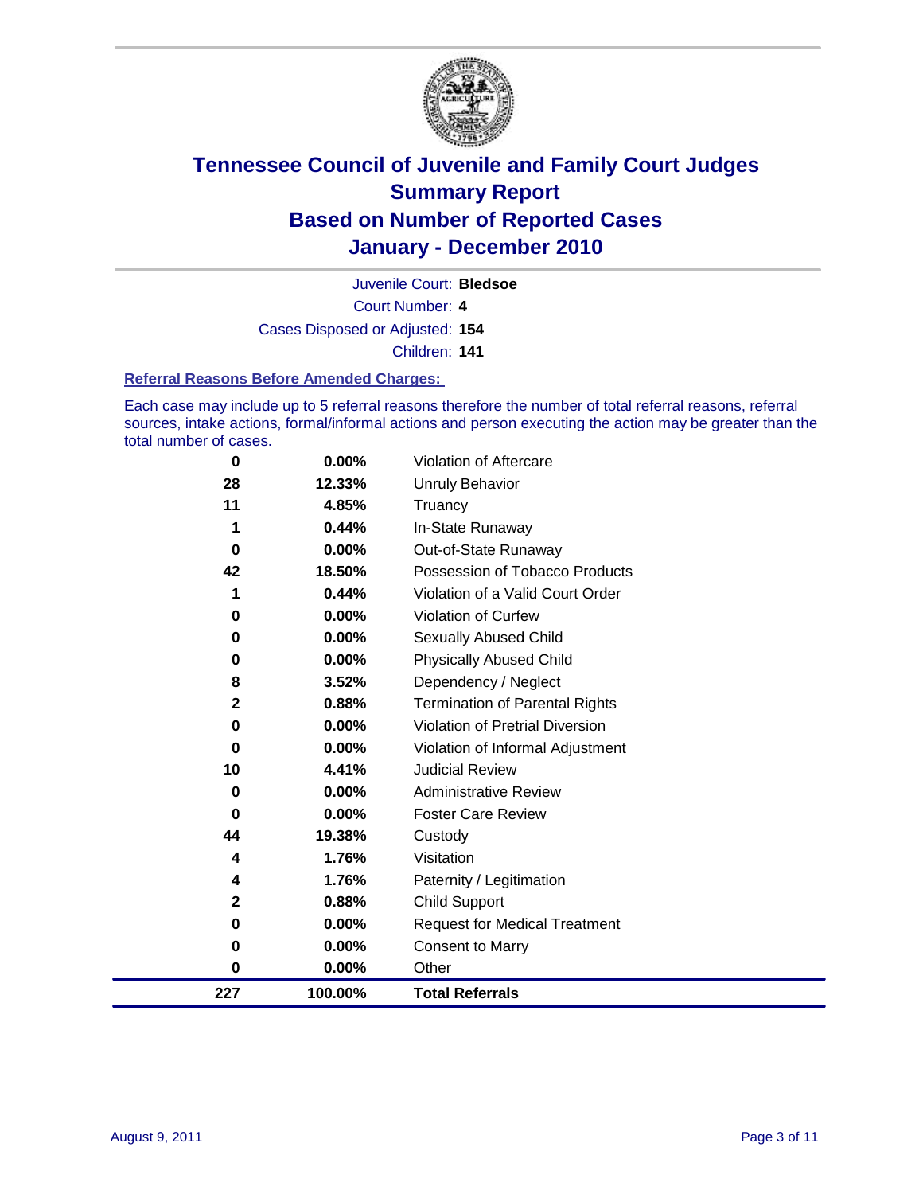# Tennessee Council of Juvenile and Family Court Judges
## Summary Report
## Based on Number of Reported Cases
## January - December 2010

Juvenile Court: **Bledsoe**

Court Number: **4**

Cases Disposed or Adjusted: **154**

Children: **141**

### Referral Reasons Before Amended Charges:

Each case may include up to 5 referral reasons therefore the number of total referral reasons, referral sources, intake actions, formal/informal actions and person executing the action may be greater than the total number of cases.

| Count | Percent | Referral Reason |
|---|---|---|
| 0 | 0.00% | Violation of Aftercare |
| 28 | 12.33% | Unruly Behavior |
| 11 | 4.85% | Truancy |
| 1 | 0.44% | In-State Runaway |
| 0 | 0.00% | Out-of-State Runaway |
| 42 | 18.50% | Possession of Tobacco Products |
| 1 | 0.44% | Violation of a Valid Court Order |
| 0 | 0.00% | Violation of Curfew |
| 0 | 0.00% | Sexually Abused Child |
| 0 | 0.00% | Physically Abused Child |
| 8 | 3.52% | Dependency / Neglect |
| 2 | 0.88% | Termination of Parental Rights |
| 0 | 0.00% | Violation of Pretrial Diversion |
| 0 | 0.00% | Violation of Informal Adjustment |
| 10 | 4.41% | Judicial Review |
| 0 | 0.00% | Administrative Review |
| 0 | 0.00% | Foster Care Review |
| 44 | 19.38% | Custody |
| 4 | 1.76% | Visitation |
| 4 | 1.76% | Paternity / Legitimation |
| 2 | 0.88% | Child Support |
| 0 | 0.00% | Request for Medical Treatment |
| 0 | 0.00% | Consent to Marry |
| 0 | 0.00% | Other |
| **227** | **100.00%** | **Total Referrals** |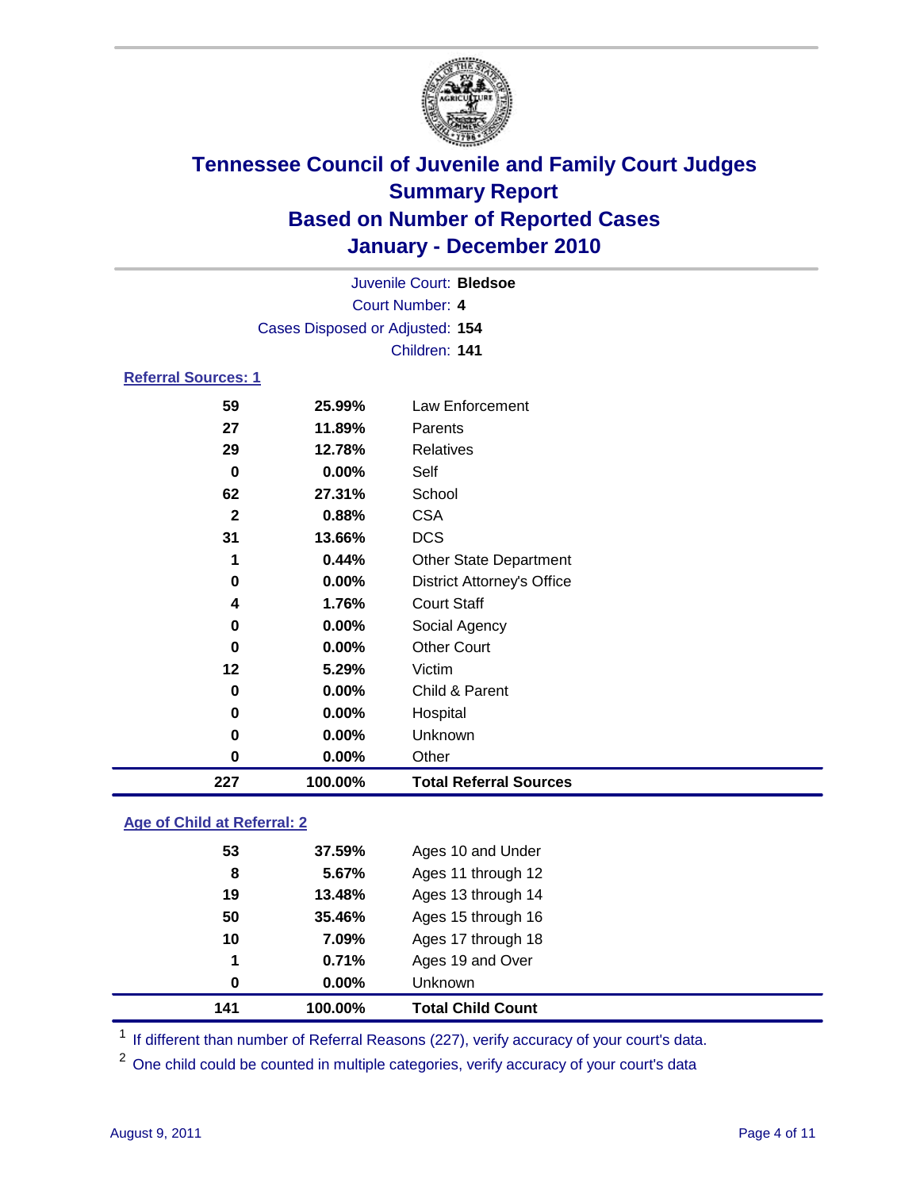# Tennessee Council of Juvenile and Family Court Judges
## Summary Report
## Based on Number of Reported Cases
## January - December 2010

Juvenile Court: **Bledsoe**

Court Number: **4**

Cases Disposed or Adjusted: **154**

Children: **141**

### Referral Sources: 1

| | | |
|---|---|---|
| 59 | 25.99% | Law Enforcement |
| 27 | 11.89% | Parents |
| 29 | 12.78% | Relatives |
| 0 | 0.00% | Self |
| 62 | 27.31% | School |
| 2 | 0.88% | CSA |
| 31 | 13.66% | DCS |
| 1 | 0.44% | Other State Department |
| 0 | 0.00% | District Attorney's Office |
| 4 | 1.76% | Court Staff |
| 0 | 0.00% | Social Agency |
| 0 | 0.00% | Other Court |
| 12 | 5.29% | Victim |
| 0 | 0.00% | Child & Parent |
| 0 | 0.00% | Hospital |
| 0 | 0.00% | Unknown |
| 0 | 0.00% | Other |
| **227** | **100.00%** | **Total Referral Sources** |

### Age of Child at Referral: 2

| | | |
|---|---|---|
| 53 | 37.59% | Ages 10 and Under |
| 8 | 5.67% | Ages 11 through 12 |
| 19 | 13.48% | Ages 13 through 14 |
| 50 | 35.46% | Ages 15 through 16 |
| 10 | 7.09% | Ages 17 through 18 |
| 1 | 0.71% | Ages 19 and Over |
| 0 | 0.00% | Unknown |
| **141** | **100.00%** | **Total Child Count** |

[1] If different than number of Referral Reasons (227), verify accuracy of your court's data.

[2] One child could be counted in multiple categories, verify accuracy of your court's data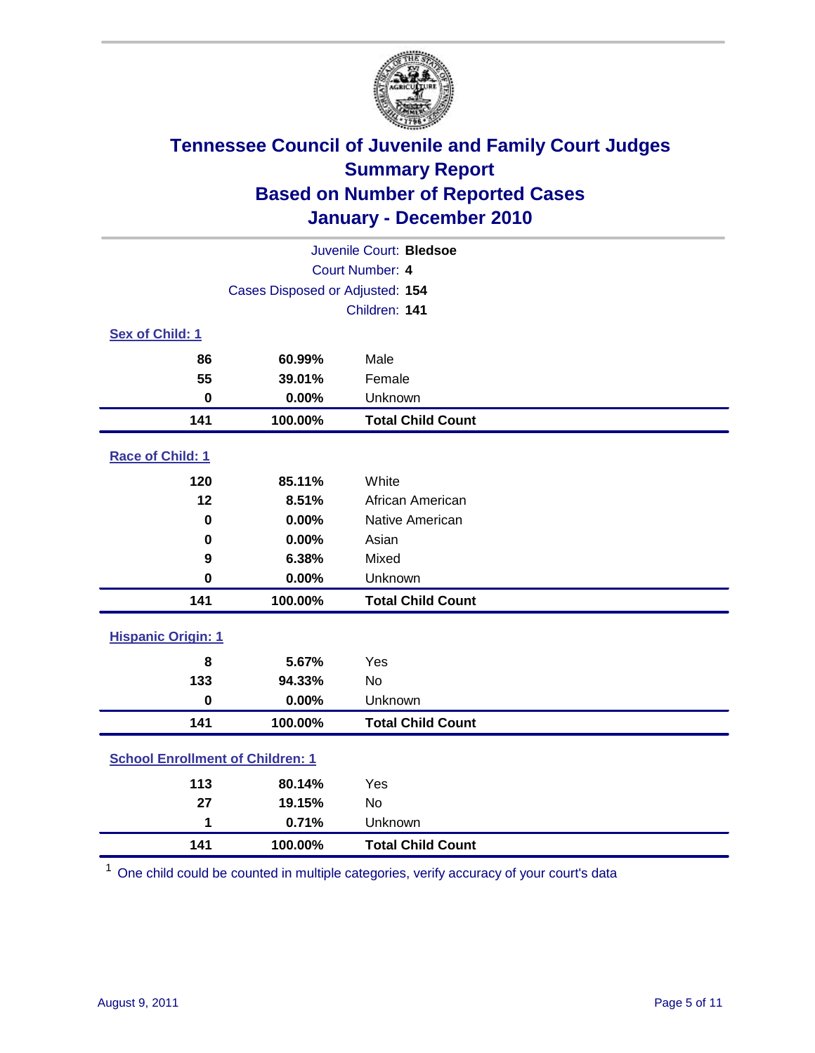# Tennessee Council of Juvenile and Family Court Judges
## Summary Report
## Based on Number of Reported Cases
## January - December 2010

Juvenile Court: **Bledsoe**
Court Number: **4**
Cases Disposed or Adjusted: **154**
Children: **141**

### Sex of Child: 1

| | | |
|---|---|---|
| 86 | 60.99% | Male |
| 55 | 39.01% | Female |
| 0 | 0.00% | Unknown |
| **141** | **100.00%** | **Total Child Count** |

### Race of Child: 1

| | | |
|---|---|---|
| 120 | 85.11% | White |
| 12 | 8.51% | African American |
| 0 | 0.00% | Native American |
| 0 | 0.00% | Asian |
| 9 | 6.38% | Mixed |
| 0 | 0.00% | Unknown |
| **141** | **100.00%** | **Total Child Count** |

### Hispanic Origin: 1

| | | |
|---|---|---|
| 8 | 5.67% | Yes |
| 133 | 94.33% | No |
| 0 | 0.00% | Unknown |
| **141** | **100.00%** | **Total Child Count** |

### School Enrollment of Children: 1

| | | |
|---|---|---|
| 113 | 80.14% | Yes |
| 27 | 19.15% | No |
| 1 | 0.71% | Unknown |
| **141** | **100.00%** | **Total Child Count** |

[1] One child could be counted in multiple categories, verify accuracy of your court's data

August 9, 2011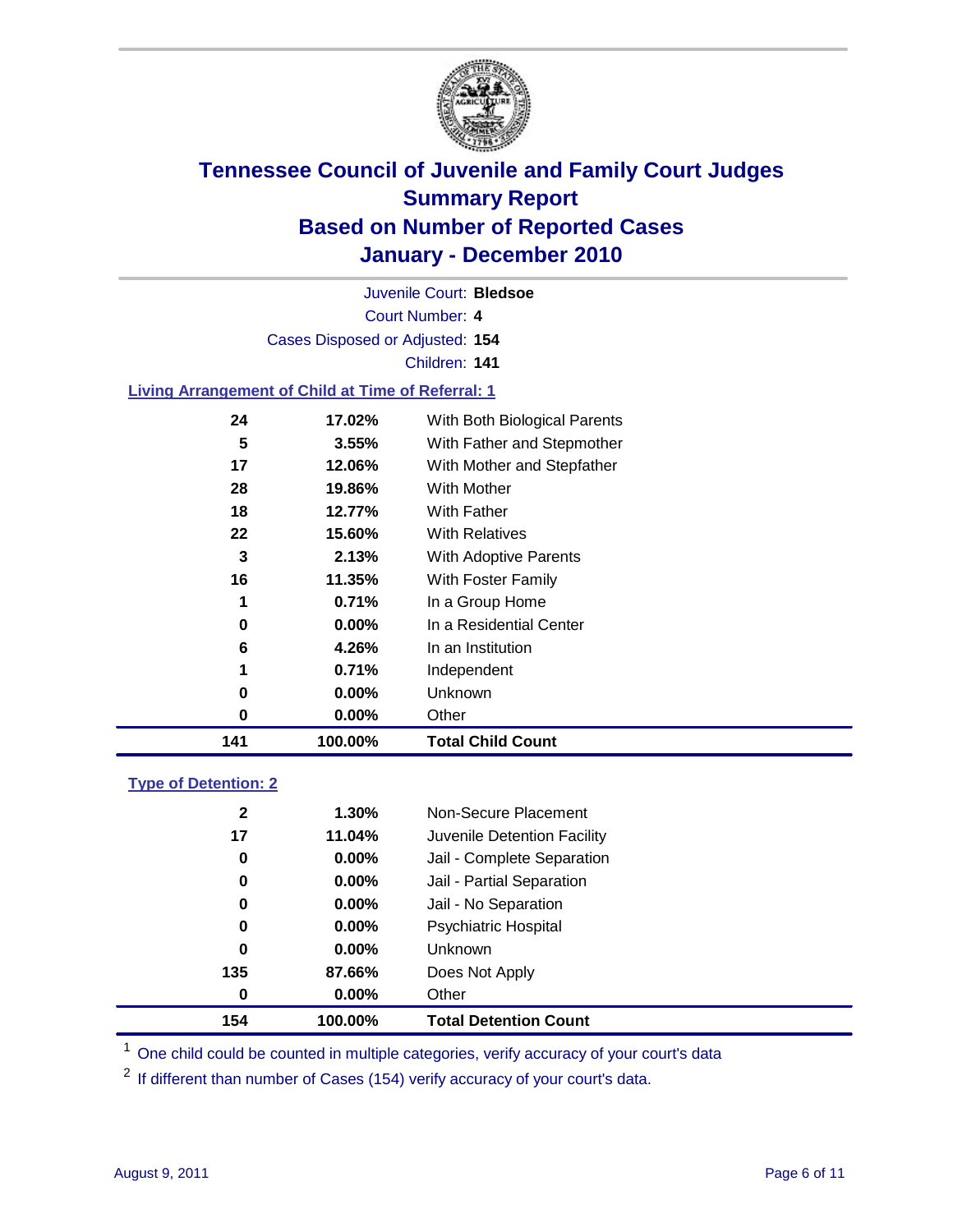# Tennessee Council of Juvenile and Family Court Judges
## Summary Report
## Based on Number of Reported Cases
## January - December 2010

Juvenile Court: **Bledsoe**
Court Number: **4**
Cases Disposed or Adjusted: **154**
Children: **141**

### Living Arrangement of Child at Time of Referral: 1

| | | |
|---|---|---|
| 24 | 17.02% | With Both Biological Parents |
| 5 | 3.55% | With Father and Stepmother |
| 17 | 12.06% | With Mother and Stepfather |
| 28 | 19.86% | With Mother |
| 18 | 12.77% | With Father |
| 22 | 15.60% | With Relatives |
| 3 | 2.13% | With Adoptive Parents |
| 16 | 11.35% | With Foster Family |
| 1 | 0.71% | In a Group Home |
| 0 | 0.00% | In a Residential Center |
| 6 | 4.26% | In an Institution |
| 1 | 0.71% | Independent |
| 0 | 0.00% | Unknown |
| 0 | 0.00% | Other |
| **141** | **100.00%** | **Total Child Count** |

### Type of Detention: 2

| | | |
|---|---|---|
| 2 | 1.30% | Non-Secure Placement |
| 17 | 11.04% | Juvenile Detention Facility |
| 0 | 0.00% | Jail - Complete Separation |
| 0 | 0.00% | Jail - Partial Separation |
| 0 | 0.00% | Jail - No Separation |
| 0 | 0.00% | Psychiatric Hospital |
| 0 | 0.00% | Unknown |
| 135 | 87.66% | Does Not Apply |
| 0 | 0.00% | Other |
| **154** | **100.00%** | **Total Detention Count** |

[1] One child could be counted in multiple categories, verify accuracy of your court's data

[2] If different than number of Cases (154) verify accuracy of your court's data.

August 9, 2011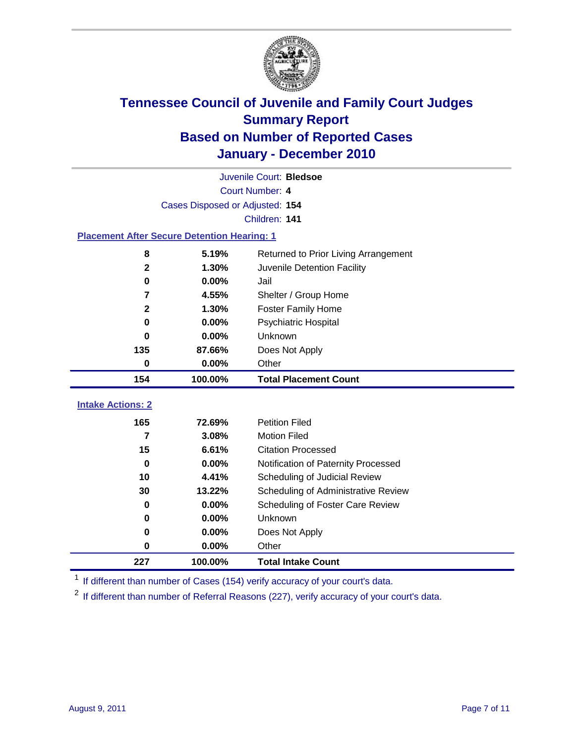# Tennessee Council of Juvenile and Family Court Judges
## Summary Report
## Based on Number of Reported Cases
## January - December 2010

Juvenile Court: **Bledsoe**

Court Number: **4**

Cases Disposed or Adjusted: **154**

Children: **141**

### Placement After Secure Detention Hearing: 1

| | | |
|---|---|---|
| 8 | 5.19% | Returned to Prior Living Arrangement |
| 2 | 1.30% | Juvenile Detention Facility |
| 0 | 0.00% | Jail |
| 7 | 4.55% | Shelter / Group Home |
| 2 | 1.30% | Foster Family Home |
| 0 | 0.00% | Psychiatric Hospital |
| 0 | 0.00% | Unknown |
| 135 | 87.66% | Does Not Apply |
| 0 | 0.00% | Other |
| **154** | **100.00%** | **Total Placement Count** |

### Intake Actions: 2

| | | |
|---|---|---|
| 165 | 72.69% | Petition Filed |
| 7 | 3.08% | Motion Filed |
| 15 | 6.61% | Citation Processed |
| 0 | 0.00% | Notification of Paternity Processed |
| 10 | 4.41% | Scheduling of Judicial Review |
| 30 | 13.22% | Scheduling of Administrative Review |
| 0 | 0.00% | Scheduling of Foster Care Review |
| 0 | 0.00% | Unknown |
| 0 | 0.00% | Does Not Apply |
| 0 | 0.00% | Other |
| **227** | **100.00%** | **Total Intake Count** |

[1] If different than number of Cases (154) verify accuracy of your court's data.

[2] If different than number of Referral Reasons (227), verify accuracy of your court's data.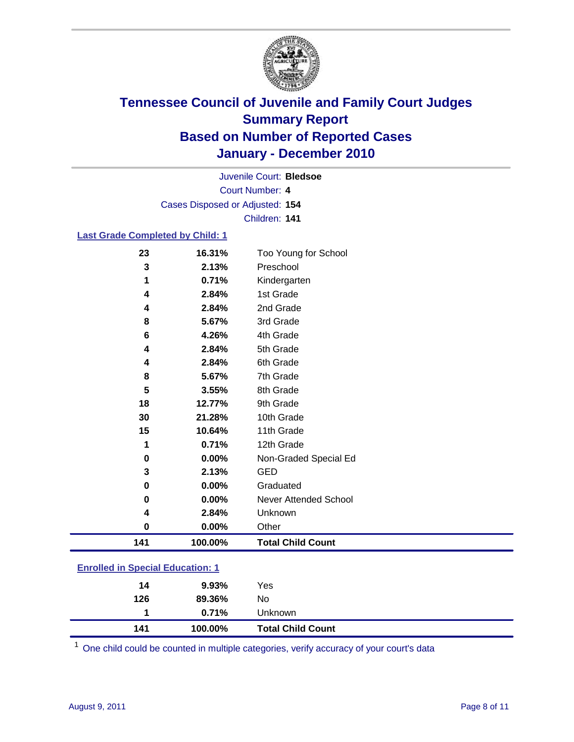# Tennessee Council of Juvenile and Family Court Judges
## Summary Report
## Based on Number of Reported Cases
## January - December 2010

Juvenile Court: **Bledsoe**

Court Number: **4**

Cases Disposed or Adjusted: **154**

Children: **141**

### Last Grade Completed by Child: [1]

| | | |
|---|---|---|
| 23 | 16.31% | Too Young for School |
| 3 | 2.13% | Preschool |
| 1 | 0.71% | Kindergarten |
| 4 | 2.84% | 1st Grade |
| 4 | 2.84% | 2nd Grade |
| 8 | 5.67% | 3rd Grade |
| 6 | 4.26% | 4th Grade |
| 4 | 2.84% | 5th Grade |
| 4 | 2.84% | 6th Grade |
| 8 | 5.67% | 7th Grade |
| 5 | 3.55% | 8th Grade |
| 18 | 12.77% | 9th Grade |
| 30 | 21.28% | 10th Grade |
| 15 | 10.64% | 11th Grade |
| 1 | 0.71% | 12th Grade |
| 0 | 0.00% | Non-Graded Special Ed |
| 3 | 2.13% | GED |
| 0 | 0.00% | Graduated |
| 0 | 0.00% | Never Attended School |
| 4 | 2.84% | Unknown |
| 0 | 0.00% | Other |
| **141** | **100.00%** | **Total Child Count** |

### Enrolled in Special Education: [1]

| | | |
|---|---|---|
| 14 | 9.93% | Yes |
| 126 | 89.36% | No |
| 1 | 0.71% | Unknown |
| **141** | **100.00%** | **Total Child Count** |

[1] One child could be counted in multiple categories, verify accuracy of your court's data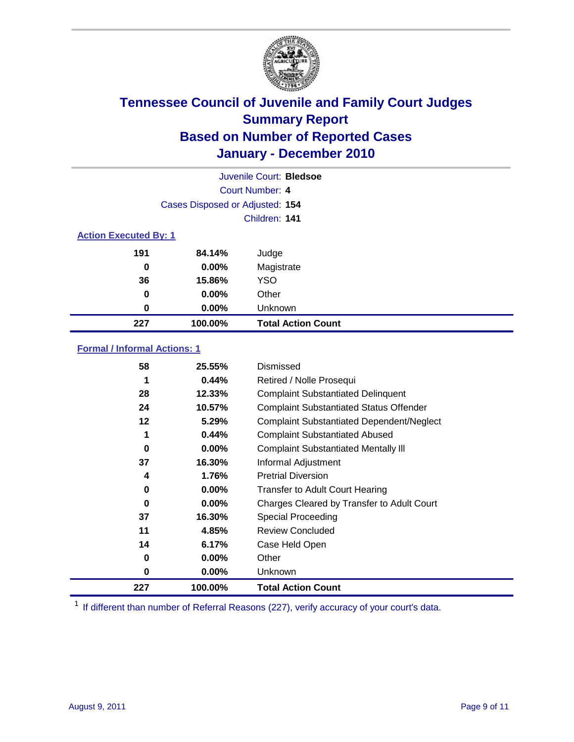# Tennessee Council of Juvenile and Family Court Judges
## Summary Report
## Based on Number of Reported Cases
## January - December 2010

Juvenile Court: **Bledsoe**

Court Number: **4**

Cases Disposed or Adjusted: **154**

Children: **141**

### Action Executed By: 1

| | | |
|---|---|---|
| 191 | 84.14% | Judge |
| 0 | 0.00% | Magistrate |
| 36 | 15.86% | YSO |
| 0 | 0.00% | Other |
| 0 | 0.00% | Unknown |
| **227** | **100.00%** | **Total Action Count** |

### Formal / Informal Actions: 1

| | | |
|---|---|---|
| 58 | 25.55% | Dismissed |
| 1 | 0.44% | Retired / Nolle Prosequi |
| 28 | 12.33% | Complaint Substantiated Delinquent |
| 24 | 10.57% | Complaint Substantiated Status Offender |
| 12 | 5.29% | Complaint Substantiated Dependent/Neglect |
| 1 | 0.44% | Complaint Substantiated Abused |
| 0 | 0.00% | Complaint Substantiated Mentally Ill |
| 37 | 16.30% | Informal Adjustment |
| 4 | 1.76% | Pretrial Diversion |
| 0 | 0.00% | Transfer to Adult Court Hearing |
| 0 | 0.00% | Charges Cleared by Transfer to Adult Court |
| 37 | 16.30% | Special Proceeding |
| 11 | 4.85% | Review Concluded |
| 14 | 6.17% | Case Held Open |
| 0 | 0.00% | Other |
| 0 | 0.00% | Unknown |
| **227** | **100.00%** | **Total Action Count** |

[1] If different than number of Referral Reasons (227), verify accuracy of your court's data.

August 9, 2011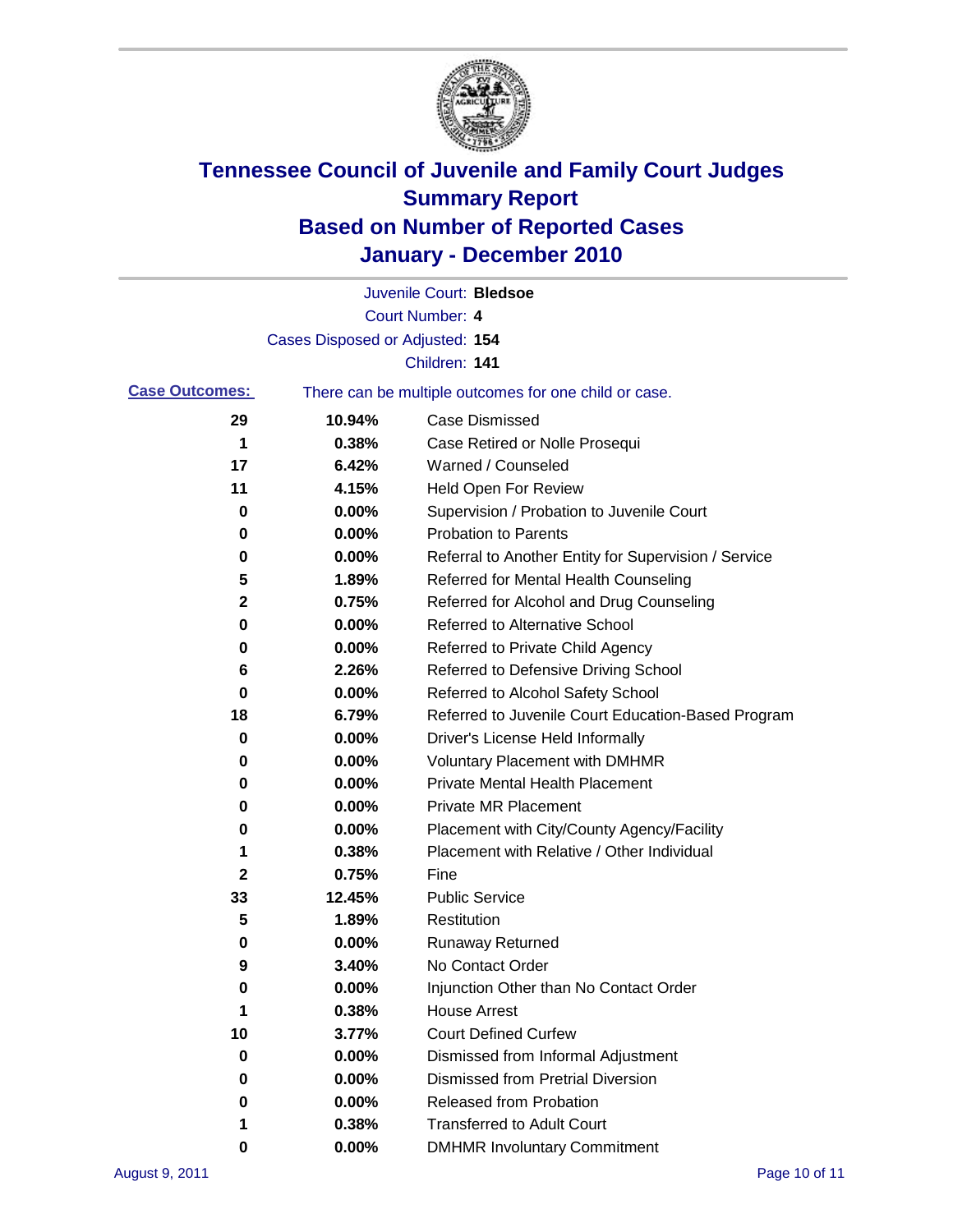# Tennessee Council of Juvenile and Family Court Judges
## Summary Report
## Based on Number of Reported Cases
## January - December 2010

Juvenile Court: **Bledsoe**
Court Number: **4**
Cases Disposed or Adjusted: **154**
Children: **141**

**Case Outcomes:** There can be multiple outcomes for one child or case.

| | | |
|---|---|---|
| 29 | 10.94% | Case Dismissed |
| 1 | 0.38% | Case Retired or Nolle Prosequi |
| 17 | 6.42% | Warned / Counseled |
| 11 | 4.15% | Held Open For Review |
| 0 | 0.00% | Supervision / Probation to Juvenile Court |
| 0 | 0.00% | Probation to Parents |
| 0 | 0.00% | Referral to Another Entity for Supervision / Service |
| 5 | 1.89% | Referred for Mental Health Counseling |
| 2 | 0.75% | Referred for Alcohol and Drug Counseling |
| 0 | 0.00% | Referred to Alternative School |
| 0 | 0.00% | Referred to Private Child Agency |
| 6 | 2.26% | Referred to Defensive Driving School |
| 0 | 0.00% | Referred to Alcohol Safety School |
| 18 | 6.79% | Referred to Juvenile Court Education-Based Program |
| 0 | 0.00% | Driver's License Held Informally |
| 0 | 0.00% | Voluntary Placement with DMHMR |
| 0 | 0.00% | Private Mental Health Placement |
| 0 | 0.00% | Private MR Placement |
| 0 | 0.00% | Placement with City/County Agency/Facility |
| 1 | 0.38% | Placement with Relative / Other Individual |
| 2 | 0.75% | Fine |
| 33 | 12.45% | Public Service |
| 5 | 1.89% | Restitution |
| 0 | 0.00% | Runaway Returned |
| 9 | 3.40% | No Contact Order |
| 0 | 0.00% | Injunction Other than No Contact Order |
| 1 | 0.38% | House Arrest |
| 10 | 3.77% | Court Defined Curfew |
| 0 | 0.00% | Dismissed from Informal Adjustment |
| 0 | 0.00% | Dismissed from Pretrial Diversion |
| 0 | 0.00% | Released from Probation |
| 1 | 0.38% | Transferred to Adult Court |
| 0 | 0.00% | DMHMR Involuntary Commitment |

August 9, 2011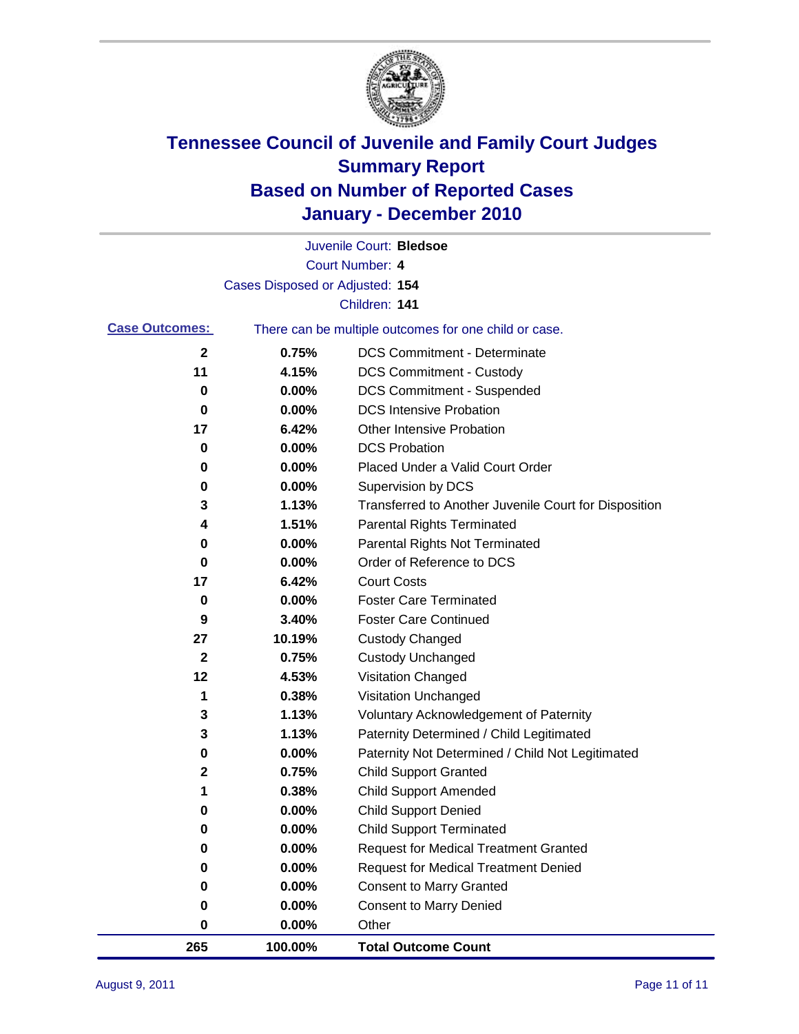# Tennessee Council of Juvenile and Family Court Judges
## Summary Report
## Based on Number of Reported Cases
## January - December 2010

Juvenile Court: **Bledsoe**

Court Number: **4**

Cases Disposed or Adjusted: **154**

Children: **141**

**Case Outcomes:** There can be multiple outcomes for one child or case.

| | | |
|---|---|---|
| 2 | 0.75% | DCS Commitment - Determinate |
| 11 | 4.15% | DCS Commitment - Custody |
| 0 | 0.00% | DCS Commitment - Suspended |
| 0 | 0.00% | DCS Intensive Probation |
| 17 | 6.42% | Other Intensive Probation |
| 0 | 0.00% | DCS Probation |
| 0 | 0.00% | Placed Under a Valid Court Order |
| 0 | 0.00% | Supervision by DCS |
| 3 | 1.13% | Transferred to Another Juvenile Court for Disposition |
| 4 | 1.51% | Parental Rights Terminated |
| 0 | 0.00% | Parental Rights Not Terminated |
| 0 | 0.00% | Order of Reference to DCS |
| 17 | 6.42% | Court Costs |
| 0 | 0.00% | Foster Care Terminated |
| 9 | 3.40% | Foster Care Continued |
| 27 | 10.19% | Custody Changed |
| 2 | 0.75% | Custody Unchanged |
| 12 | 4.53% | Visitation Changed |
| 1 | 0.38% | Visitation Unchanged |
| 3 | 1.13% | Voluntary Acknowledgement of Paternity |
| 3 | 1.13% | Paternity Determined / Child Legitimated |
| 0 | 0.00% | Paternity Not Determined / Child Not Legitimated |
| 2 | 0.75% | Child Support Granted |
| 1 | 0.38% | Child Support Amended |
| 0 | 0.00% | Child Support Denied |
| 0 | 0.00% | Child Support Terminated |
| 0 | 0.00% | Request for Medical Treatment Granted |
| 0 | 0.00% | Request for Medical Treatment Denied |
| 0 | 0.00% | Consent to Marry Granted |
| 0 | 0.00% | Consent to Marry Denied |
| 0 | 0.00% | Other |
| **265** | **100.00%** | **Total Outcome Count** |